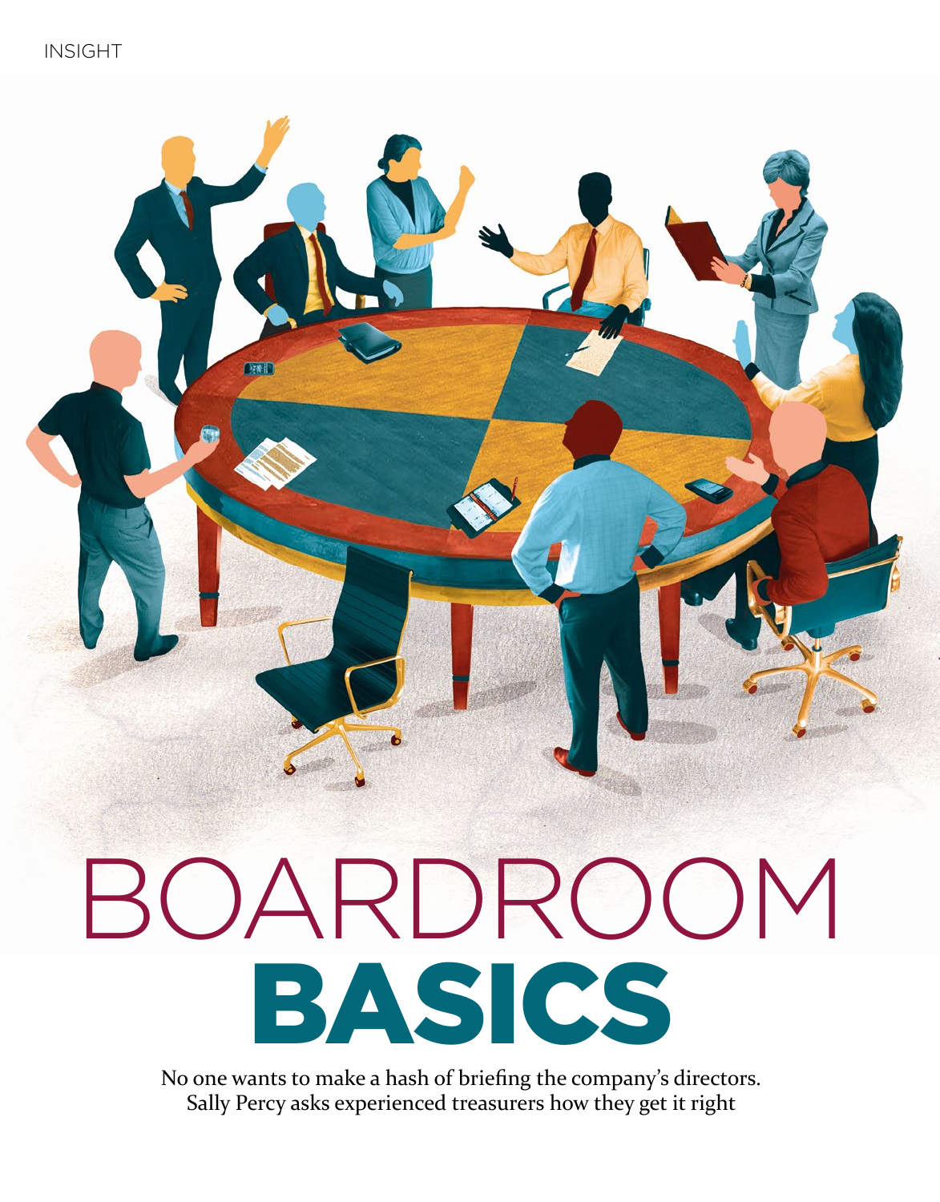# BOARDROOM BASICS

No one wants to make a hash of briefing the company's directors. Sally Percy asks experienced treasurers how they get it right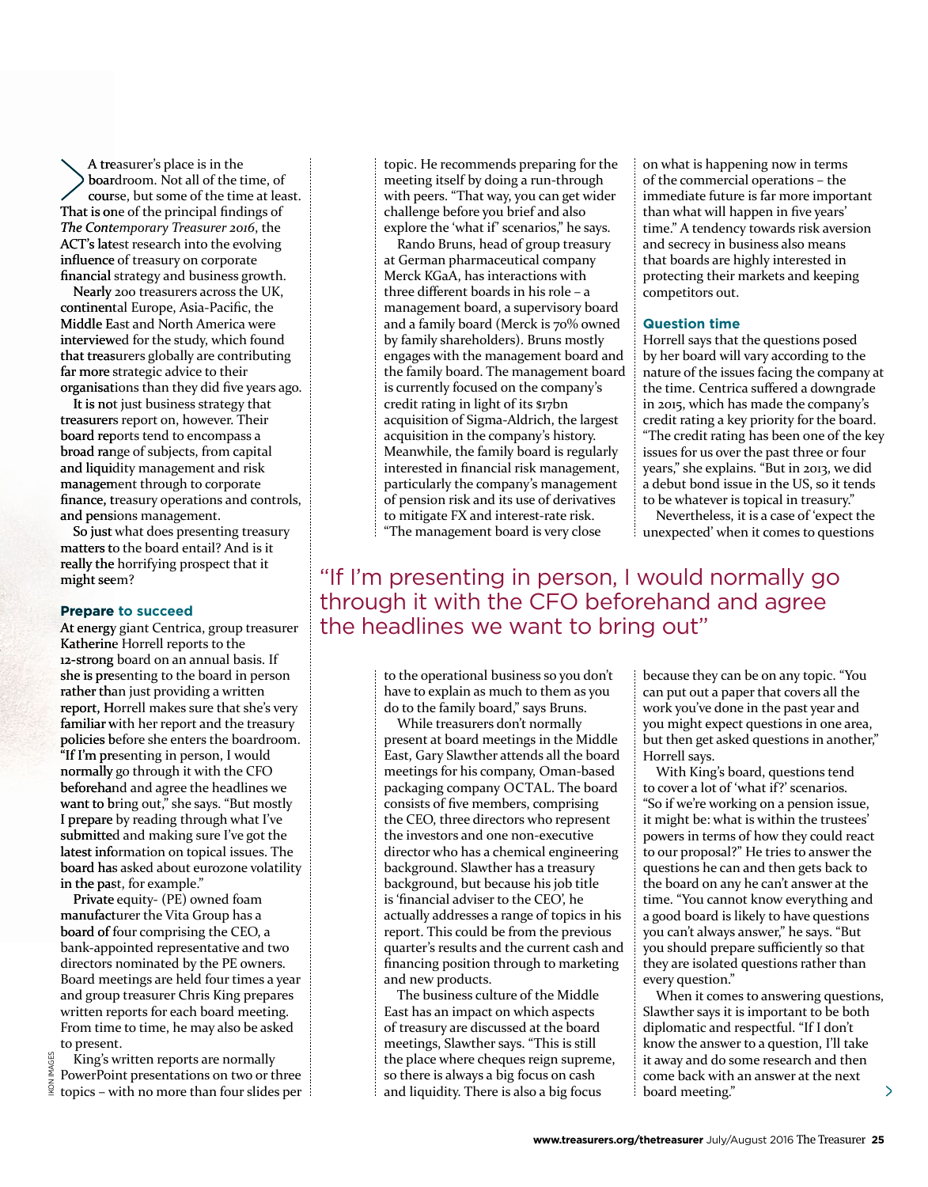A treasurer's place is in the boardroom. Not all of the time, of course, but some of the time at least. That is one of the principal findings of *The Contemporary Treasurer 2016*, the ACT's latest research into the evolving influence of treasury on corporate financial strategy and business growth.

Nearly 200 treasurers across the UK, continental Europe, Asia-Pacific, the Middle East and North America were interviewed for the study, which found that treasurers globally are contributing far more strategic advice to their organisations than they did five years ago.

It is not just business strategy that treasurers report on, however. Their board reports tend to encompass a broad range of subjects, from capital and liquidity management and risk management through to corporate finance, treasury operations and controls, and pensions management.

So just what does presenting treasury matters to the board entail? And is it really the horrifying prospect that it might seem?

### Prepare to succeed

At energy giant Centrica, group treasurer Katherine Horrell reports to the 12-strong board on an annual basis. If she is presenting to the board in person rather than just providing a written report, Horrell makes sure that she's very familiar with her report and the treasury policies before she enters the boardroom. "If I'm presenting in person, I would normally go through it with the CFO beforehand and agree the headlines we want to bring out," she says. "But mostly I prepare by reading through what I've submitted and making sure I've got the latest information on topical issues. The board has asked about eurozone volatility in the past, for example."

Private equity- (PE) owned foam manufacturer the Vita Group has a board of four comprising the CEO, a bank-appointed representative and two directors nominated by the PE owners. Board meetings are held four times a year and group treasurer Chris King prepares written reports for each board meeting. From time to time, he may also be asked to present.

King's written reports are normally PowerPoint presentations on two or three topics – with no more than four slides per topic. He recommends preparing for the meeting itself by doing a run-through with peers. "That way, you can get wider challenge before you brief and also explore the 'what if' scenarios," he says.

Rando Bruns, head of group treasury at German pharmaceutical company Merck KGaA, has interactions with three different boards in his role – a management board, a supervisory board and a family board (Merck is 70% owned by family shareholders). Bruns mostly engages with the management board and the family board. The management board is currently focused on the company's credit rating in light of its $17bn acquisition of Sigma-Aldrich, the largest acquisition in the company's history. Meanwhile, the family board is regularly interested in financial risk management, particularly the company's management of pension risk and its use of derivatives to mitigate FX and interest-rate risk. "The management board is very close to the operational business so you don't have to explain as much to them as you do to the family board," says Bruns.

While treasurers don't normally present at board meetings in the Middle East, Gary Slawther attends all the board meetings for his company, Oman-based packaging company OCTAL. The board consists of five members, comprising the CEO, three directors who represent the investors and one non-executive director who has a chemical engineering background. Slawther has a treasury background, but because his job title is 'financial adviser to the CEO', he actually addresses a range of topics in his report. This could be from the previous quarter's results and the current cash and financing position through to marketing and new products.

The business culture of the Middle East has an impact on which aspects of treasury are discussed at the board meetings, Slawther says. "This is still the place where cheques reign supreme, so there is always a big focus on cash and liquidity. There is also a big focus on what is happening now in terms of the commercial operations – the immediate future is far more important than what will happen in five years' time." A tendency towards risk aversion and secrecy in business also means that boards are highly interested in protecting their markets and keeping competitors out.

> "If I'm presenting in person, I would normally go through it with the CFO beforehand and agree the headlines we want to bring out"

### Question time

Horrell says that the questions posed by her board will vary according to the nature of the issues facing the company at the time. Centrica suffered a downgrade in 2015, which has made the company's credit rating a key priority for the board. "The credit rating has been one of the key issues for us over the past three or four years," she explains. "But in 2013, we did a debut bond issue in the US, so it tends to be whatever is topical in treasury."

Nevertheless, it is a case of 'expect the unexpected' when it comes to questions because they can be on any topic. "You can put out a paper that covers all the work you've done in the past year and you might expect questions in one area, but then get asked questions in another," Horrell says.

With King's board, questions tend to cover a lot of 'what if?' scenarios. "So if we're working on a pension issue, it might be: what is within the trustees' powers in terms of how they could react to our proposal?" He tries to answer the questions he can and then gets back to the board on any he can't answer at the time. "You cannot know everything and a good board is likely to have questions you can't always answer," he says. "But you should prepare sufficiently so that they are isolated questions rather than every question."

When it comes to answering questions, Slawther says it is important to be both diplomatic and respectful. "If I don't know the answer to a question, I'll take it away and do some research and then come back with an answer at the next board meeting."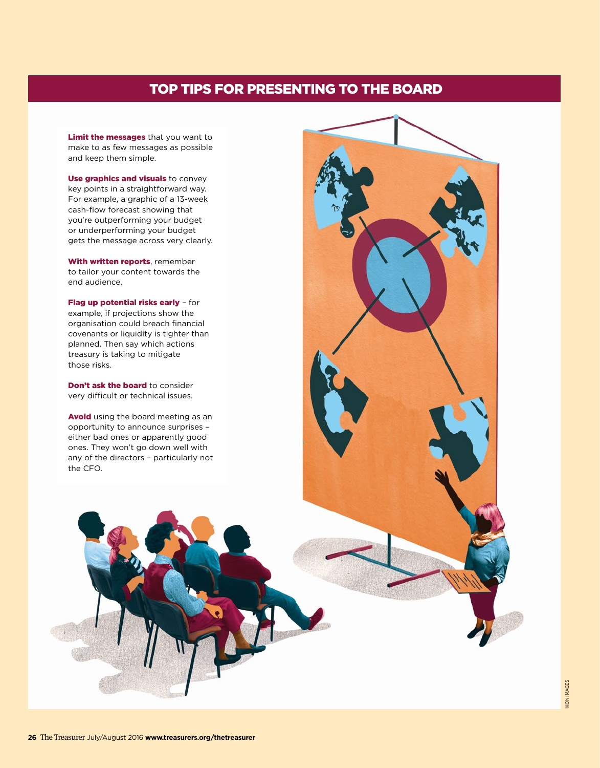## TOP TIPS FOR PRESENTING TO THE BOARD

**Limit the messages** that you want to make to as few messages as possible and keep them simple.

**Use graphics and visuals** to convey key points in a straightforward way. For example, a graphic of a 13-week cash-flow forecast showing that you're outperforming your budget or underperforming your budget gets the message across very clearly.

**With written reports**, remember to tailor your content towards the end audience.

**Flag up potential risks early** – for example, if projections show the organisation could breach financial covenants or liquidity is tighter than planned. Then say which actions treasury is taking to mitigate those risks.

**Don't ask the board** to consider very difficult or technical issues.

**Avoid** using the board meeting as an opportunity to announce surprises – either bad ones or apparently good ones. They won't go down well with any of the directors – particularly not the CFO.

IKON IMAGES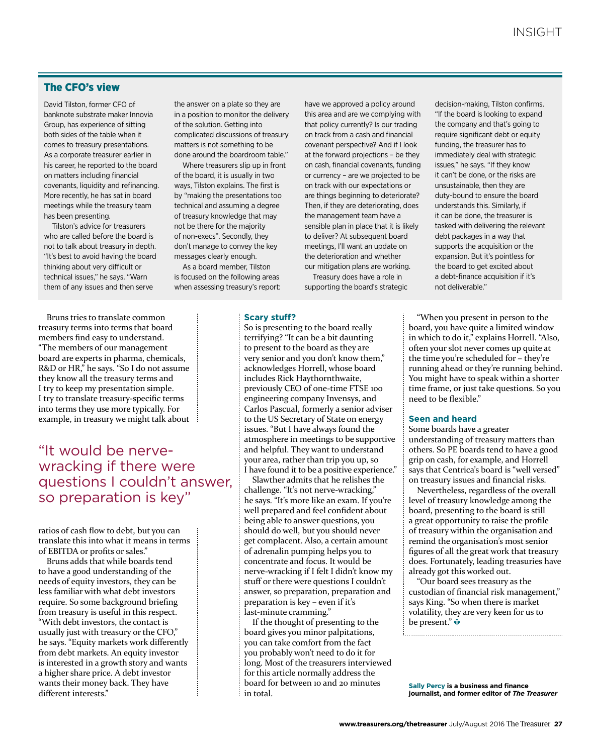## The CFO's view

David Tilston, former CFO of banknote substrate maker Innovia Group, has experience of sitting both sides of the table when it comes to treasury presentations. As a corporate treasurer earlier in his career, he reported to the board on matters including financial covenants, liquidity and refinancing. More recently, he has sat in board meetings while the treasury team has been presenting.

Tilston's advice for treasurers who are called before the board is not to talk about treasury in depth. "It's best to avoid having the board thinking about very difficult or technical issues," he says. "Warn them of any issues and then serve the answer on a plate so they are in a position to monitor the delivery of the solution. Getting into complicated discussions of treasury matters is not something to be done around the boardroom table."

Where treasurers slip up in front of the board, it is usually in two ways, Tilston explains. The first is by "making the presentations too technical and assuming a degree of treasury knowledge that may not be there for the majority of non-execs". Secondly, they don't manage to convey the key messages clearly enough.

As a board member, Tilston is focused on the following areas when assessing treasury's report: have we approved a policy around this area and are we complying with that policy currently? Is our trading on track from a cash and financial covenant perspective? And if I look at the forward projections – be they on cash, financial covenants, funding or currency – are we projected to be on track with our expectations or are things beginning to deteriorate? Then, if they are deteriorating, does the management team have a sensible plan in place that it is likely to deliver? At subsequent board meetings, I'll want an update on the deterioration and whether our mitigation plans are working.

Treasury does have a role in supporting the board's strategic decision-making, Tilston confirms. "If the board is looking to expand the company and that's going to require significant debt or equity funding, the treasurer has to immediately deal with strategic issues," he says. "If they know it can't be done, or the risks are unsustainable, then they are duty-bound to ensure the board understands this. Similarly, if it can be done, the treasurer is tasked with delivering the relevant debt packages in a way that supports the acquisition or the expansion. But it's pointless for the board to get excited about a debt-finance acquisition if it's not deliverable."

Bruns tries to translate common treasury terms into terms that board members find easy to understand. "The members of our management board are experts in pharma, chemicals, R&D or HR," he says. "So I do not assume they know all the treasury terms and I try to keep my presentation simple. I try to translate treasury-specific terms into terms they use more typically. For example, in treasury we might talk about ratios of cash flow to debt, but you can translate this into what it means in terms of EBITDA or profits or sales."

> "It would be nerve-wracking if there were questions I couldn't answer, so preparation is key"

Bruns adds that while boards tend to have a good understanding of the needs of equity investors, they can be less familiar with what debt investors require. So some background briefing from treasury is useful in this respect. "With debt investors, the contact is usually just with treasury or the CFO," he says. "Equity markets work differently from debt markets. An equity investor is interested in a growth story and wants a higher share price. A debt investor wants their money back. They have different interests."

### Scary stuff?

So is presenting to the board really terrifying? "It can be a bit daunting to present to the board as they are very senior and you don't know them," acknowledges Horrell, whose board includes Rick Haythornthwaite, previously CEO of one-time FTSE 100 engineering company Invensys, and Carlos Pascual, formerly a senior adviser to the US Secretary of State on energy issues. "But I have always found the atmosphere in meetings to be supportive and helpful. They want to understand your area, rather than trip you up, so I have found it to be a positive experience."

Slawther admits that he relishes the challenge. "It's not nerve-wracking," he says. "It's more like an exam. If you're well prepared and feel confident about being able to answer questions, you should do well, but you should never get complacent. Also, a certain amount of adrenalin pumping helps you to concentrate and focus. It would be nerve-wracking if I felt I didn't know my stuff or there were questions I couldn't answer, so preparation, preparation and preparation is key – even if it's last-minute cramming."

If the thought of presenting to the board gives you minor palpitations, you can take comfort from the fact you probably won't need to do it for long. Most of the treasurers interviewed for this article normally address the board for between 10 and 20 minutes in total.

"When you present in person to the board, you have quite a limited window in which to do it," explains Horrell. "Also, often your slot never comes up quite at the time you're scheduled for – they're running ahead or they're running behind. You might have to speak within a shorter time frame, or just take questions. So you need to be flexible."

### Seen and heard

Some boards have a greater understanding of treasury matters than others. So PE boards tend to have a good grip on cash, for example, and Horrell says that Centrica's board is "well versed" on treasury issues and financial risks.

Nevertheless, regardless of the overall level of treasury knowledge among the board, presenting to the board is still a great opportunity to raise the profile of treasury within the organisation and remind the organisation's most senior figures of all the great work that treasury does. Fortunately, leading treasuries have already got this worked out.

"Our board sees treasury as the custodian of financial risk management," says King. "So when there is market volatility, they are very keen for us to be present."

**Sally Percy is a business and finance journalist, and former editor of *The Treasurer***